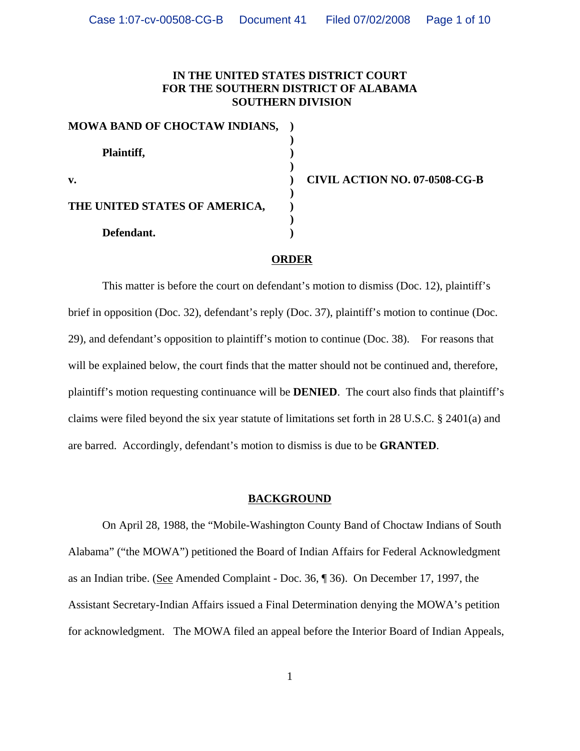**IN THE UNITED STATES DISTRICT COURT**
**FOR THE SOUTHERN DISTRICT OF ALABAMA**
**SOUTHERN DIVISION**

| | | |
|---|---|---|
| **MOWA BAND OF CHOCTAW INDIANS,** | ) | |
| | ) | |
| **Plaintiff,** | ) | |
| | ) | |
| **v.** | ) | **CIVIL ACTION NO. 07-0508-CG-B** |
| | ) | |
| **THE UNITED STATES OF AMERICA,** | ) | |
| | ) | |
| **Defendant.** | ) | |

## ORDER

This matter is before the court on defendant's motion to dismiss (Doc. 12), plaintiff's brief in opposition (Doc. 32), defendant's reply (Doc. 37), plaintiff's motion to continue (Doc. 29), and defendant's opposition to plaintiff's motion to continue (Doc. 38). For reasons that will be explained below, the court finds that the matter should not be continued and, therefore, plaintiff's motion requesting continuance will be **DENIED**. The court also finds that plaintiff's claims were filed beyond the six year statute of limitations set forth in 28 U.S.C. § 2401(a) and are barred. Accordingly, defendant's motion to dismiss is due to be **GRANTED**.

## BACKGROUND

On April 28, 1988, the "Mobile-Washington County Band of Choctaw Indians of South Alabama" ("the MOWA") petitioned the Board of Indian Affairs for Federal Acknowledgment as an Indian tribe. (See Amended Complaint - Doc. 36, ¶ 36). On December 17, 1997, the Assistant Secretary-Indian Affairs issued a Final Determination denying the MOWA's petition for acknowledgment. The MOWA filed an appeal before the Interior Board of Indian Appeals,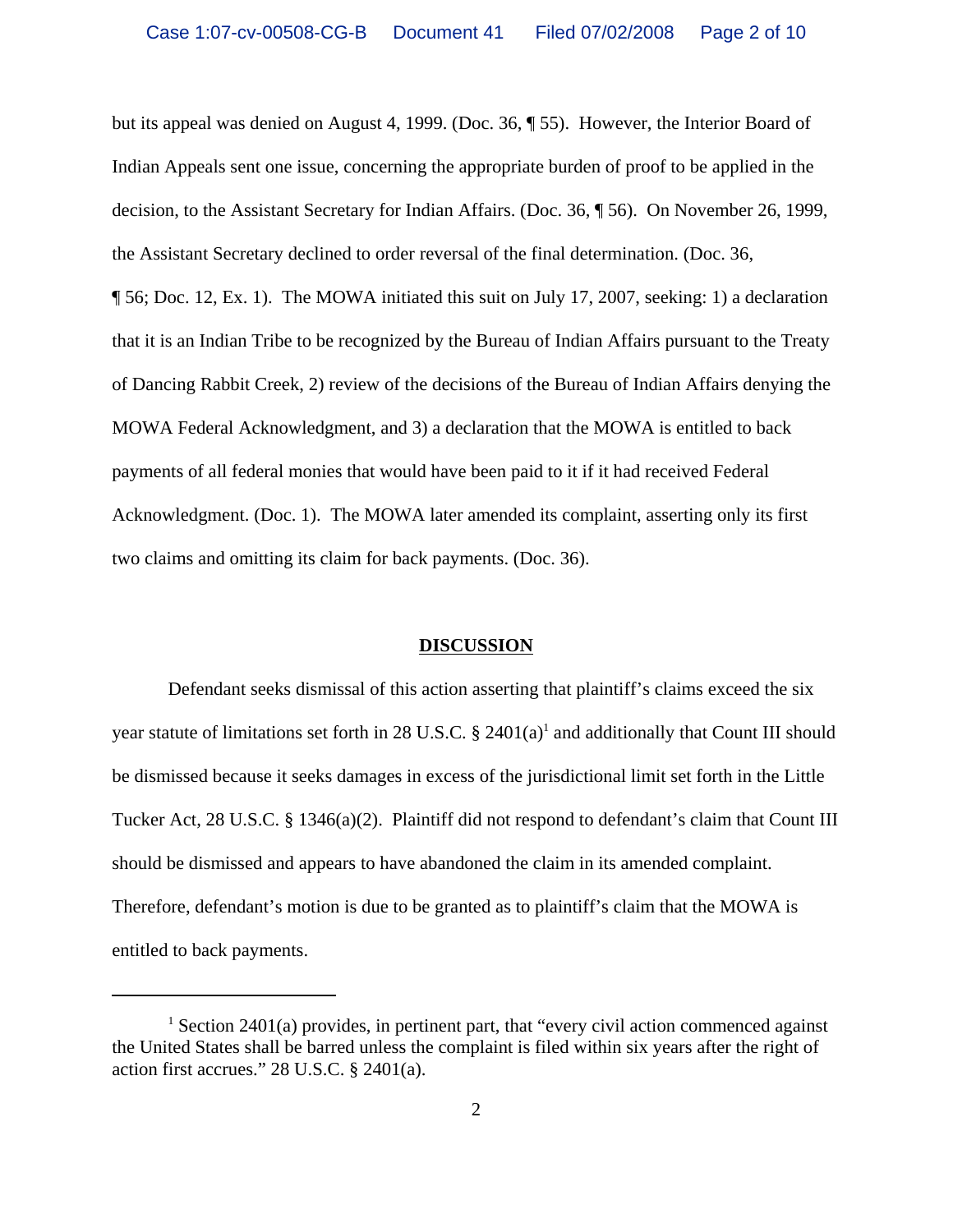but its appeal was denied on August 4, 1999. (Doc. 36, ¶ 55). However, the Interior Board of Indian Appeals sent one issue, concerning the appropriate burden of proof to be applied in the decision, to the Assistant Secretary for Indian Affairs. (Doc. 36, ¶ 56). On November 26, 1999, the Assistant Secretary declined to order reversal of the final determination. (Doc. 36, ¶ 56; Doc. 12, Ex. 1). The MOWA initiated this suit on July 17, 2007, seeking: 1) a declaration that it is an Indian Tribe to be recognized by the Bureau of Indian Affairs pursuant to the Treaty of Dancing Rabbit Creek, 2) review of the decisions of the Bureau of Indian Affairs denying the MOWA Federal Acknowledgment, and 3) a declaration that the MOWA is entitled to back payments of all federal monies that would have been paid to it if it had received Federal Acknowledgment. (Doc. 1). The MOWA later amended its complaint, asserting only its first two claims and omitting its claim for back payments. (Doc. 36).

## DISCUSSION

Defendant seeks dismissal of this action asserting that plaintiff's claims exceed the six year statute of limitations set forth in 28 U.S.C. § 2401(a)[1] and additionally that Count III should be dismissed because it seeks damages in excess of the jurisdictional limit set forth in the Little Tucker Act, 28 U.S.C. § 1346(a)(2). Plaintiff did not respond to defendant's claim that Count III should be dismissed and appears to have abandoned the claim in its amended complaint. Therefore, defendant's motion is due to be granted as to plaintiff's claim that the MOWA is entitled to back payments.

---

[1] Section 2401(a) provides, in pertinent part, that "every civil action commenced against the United States shall be barred unless the complaint is filed within six years after the right of action first accrues." 28 U.S.C. § 2401(a).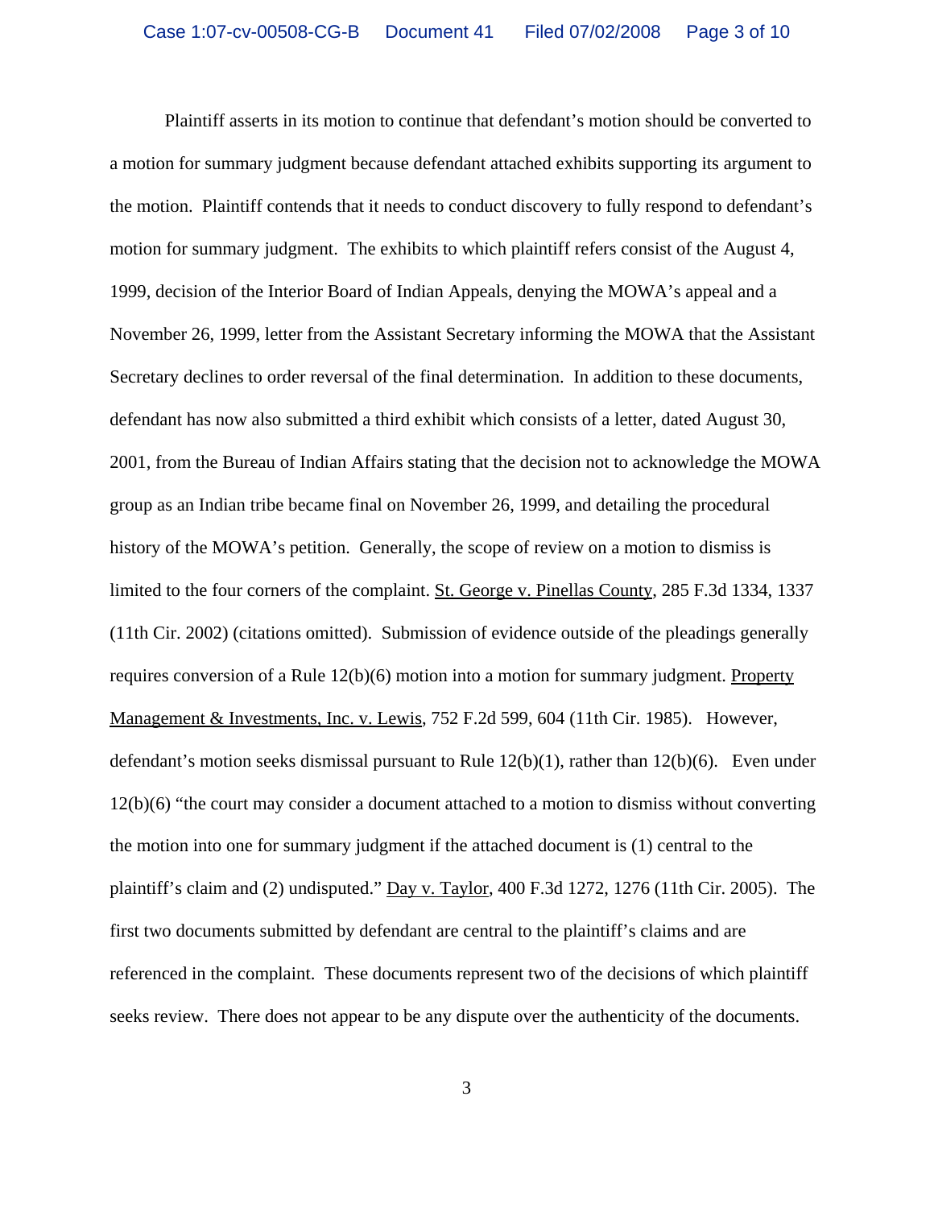Plaintiff asserts in its motion to continue that defendant's motion should be converted to a motion for summary judgment because defendant attached exhibits supporting its argument to the motion. Plaintiff contends that it needs to conduct discovery to fully respond to defendant's motion for summary judgment. The exhibits to which plaintiff refers consist of the August 4, 1999, decision of the Interior Board of Indian Appeals, denying the MOWA's appeal and a November 26, 1999, letter from the Assistant Secretary informing the MOWA that the Assistant Secretary declines to order reversal of the final determination. In addition to these documents, defendant has now also submitted a third exhibit which consists of a letter, dated August 30, 2001, from the Bureau of Indian Affairs stating that the decision not to acknowledge the MOWA group as an Indian tribe became final on November 26, 1999, and detailing the procedural history of the MOWA's petition. Generally, the scope of review on a motion to dismiss is limited to the four corners of the complaint. St. George v. Pinellas County, 285 F.3d 1334, 1337 (11th Cir. 2002) (citations omitted). Submission of evidence outside of the pleadings generally requires conversion of a Rule 12(b)(6) motion into a motion for summary judgment. Property Management & Investments, Inc. v. Lewis, 752 F.2d 599, 604 (11th Cir. 1985). However, defendant's motion seeks dismissal pursuant to Rule 12(b)(1), rather than 12(b)(6). Even under 12(b)(6) "the court may consider a document attached to a motion to dismiss without converting the motion into one for summary judgment if the attached document is (1) central to the plaintiff's claim and (2) undisputed." Day v. Taylor, 400 F.3d 1272, 1276 (11th Cir. 2005). The first two documents submitted by defendant are central to the plaintiff's claims and are referenced in the complaint. These documents represent two of the decisions of which plaintiff seeks review. There does not appear to be any dispute over the authenticity of the documents.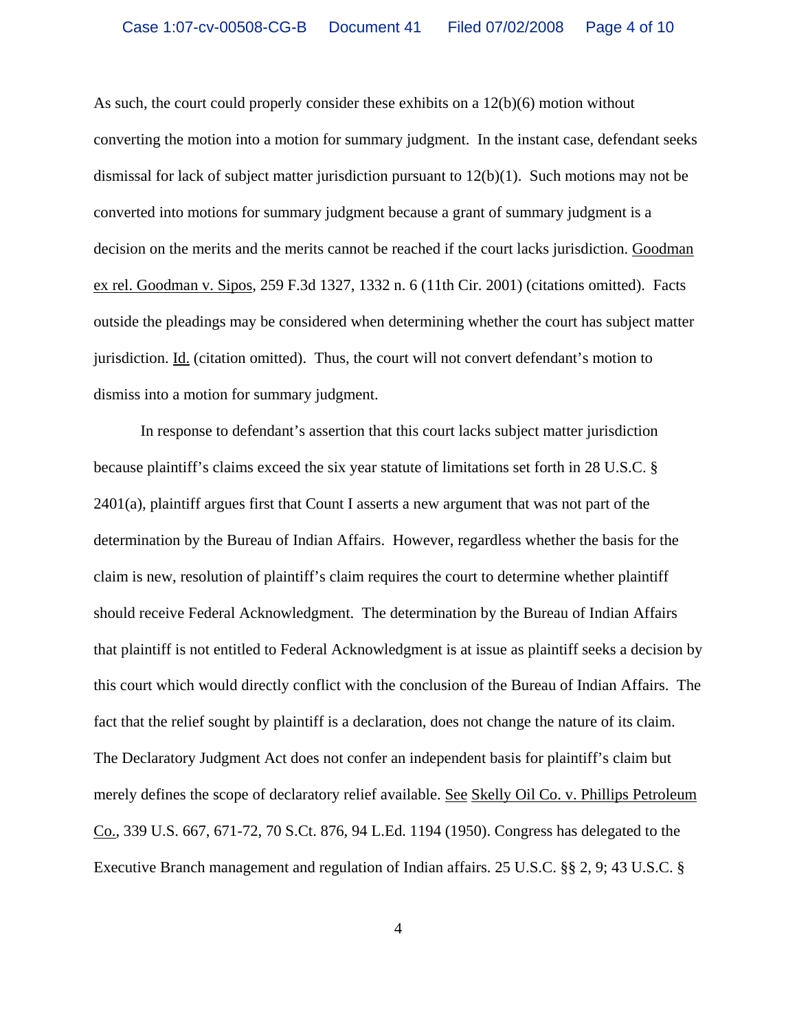As such, the court could properly consider these exhibits on a 12(b)(6) motion without converting the motion into a motion for summary judgment. In the instant case, defendant seeks dismissal for lack of subject matter jurisdiction pursuant to 12(b)(1). Such motions may not be converted into motions for summary judgment because a grant of summary judgment is a decision on the merits and the merits cannot be reached if the court lacks jurisdiction. Goodman ex rel. Goodman v. Sipos, 259 F.3d 1327, 1332 n. 6 (11th Cir. 2001) (citations omitted). Facts outside the pleadings may be considered when determining whether the court has subject matter jurisdiction. Id. (citation omitted). Thus, the court will not convert defendant's motion to dismiss into a motion for summary judgment.

In response to defendant's assertion that this court lacks subject matter jurisdiction because plaintiff's claims exceed the six year statute of limitations set forth in 28 U.S.C. § 2401(a), plaintiff argues first that Count I asserts a new argument that was not part of the determination by the Bureau of Indian Affairs. However, regardless whether the basis for the claim is new, resolution of plaintiff's claim requires the court to determine whether plaintiff should receive Federal Acknowledgment. The determination by the Bureau of Indian Affairs that plaintiff is not entitled to Federal Acknowledgment is at issue as plaintiff seeks a decision by this court which would directly conflict with the conclusion of the Bureau of Indian Affairs. The fact that the relief sought by plaintiff is a declaration, does not change the nature of its claim. The Declaratory Judgment Act does not confer an independent basis for plaintiff's claim but merely defines the scope of declaratory relief available. See Skelly Oil Co. v. Phillips Petroleum Co., 339 U.S. 667, 671-72, 70 S.Ct. 876, 94 L.Ed. 1194 (1950). Congress has delegated to the Executive Branch management and regulation of Indian affairs. 25 U.S.C. §§ 2, 9; 43 U.S.C. §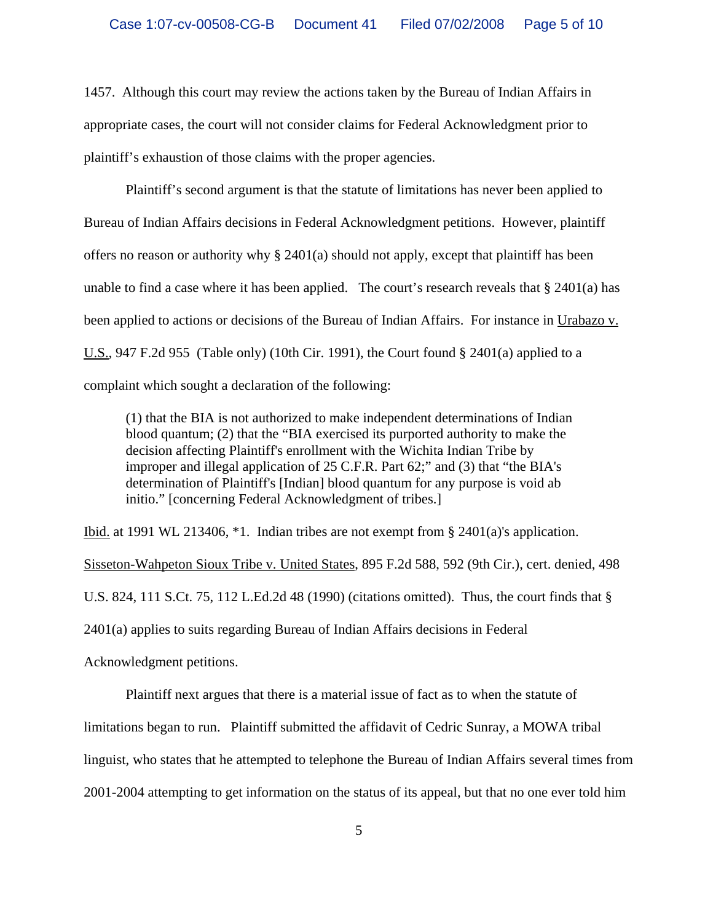1457. Although this court may review the actions taken by the Bureau of Indian Affairs in appropriate cases, the court will not consider claims for Federal Acknowledgment prior to plaintiff's exhaustion of those claims with the proper agencies.

Plaintiff's second argument is that the statute of limitations has never been applied to Bureau of Indian Affairs decisions in Federal Acknowledgment petitions. However, plaintiff offers no reason or authority why § 2401(a) should not apply, except that plaintiff has been unable to find a case where it has been applied. The court's research reveals that § 2401(a) has been applied to actions or decisions of the Bureau of Indian Affairs. For instance in Urabazo v. U.S., 947 F.2d 955 (Table only) (10th Cir. 1991), the Court found § 2401(a) applied to a complaint which sought a declaration of the following:

> (1) that the BIA is not authorized to make independent determinations of Indian blood quantum; (2) that the "BIA exercised its purported authority to make the decision affecting Plaintiff's enrollment with the Wichita Indian Tribe by improper and illegal application of 25 C.F.R. Part 62;" and (3) that "the BIA's determination of Plaintiff's [Indian] blood quantum for any purpose is void ab initio." [concerning Federal Acknowledgment of tribes.]

Ibid. at 1991 WL 213406, *1. Indian tribes are not exempt from § 2401(a)'s application. Sisseton-Wahpeton Sioux Tribe v. United States, 895 F.2d 588, 592 (9th Cir.), cert. denied, 498 U.S. 824, 111 S.Ct. 75, 112 L.Ed.2d 48 (1990) (citations omitted). Thus, the court finds that § 2401(a) applies to suits regarding Bureau of Indian Affairs decisions in Federal Acknowledgment petitions.

Plaintiff next argues that there is a material issue of fact as to when the statute of limitations began to run. Plaintiff submitted the affidavit of Cedric Sunray, a MOWA tribal linguist, who states that he attempted to telephone the Bureau of Indian Affairs several times from 2001-2004 attempting to get information on the status of its appeal, but that no one ever told him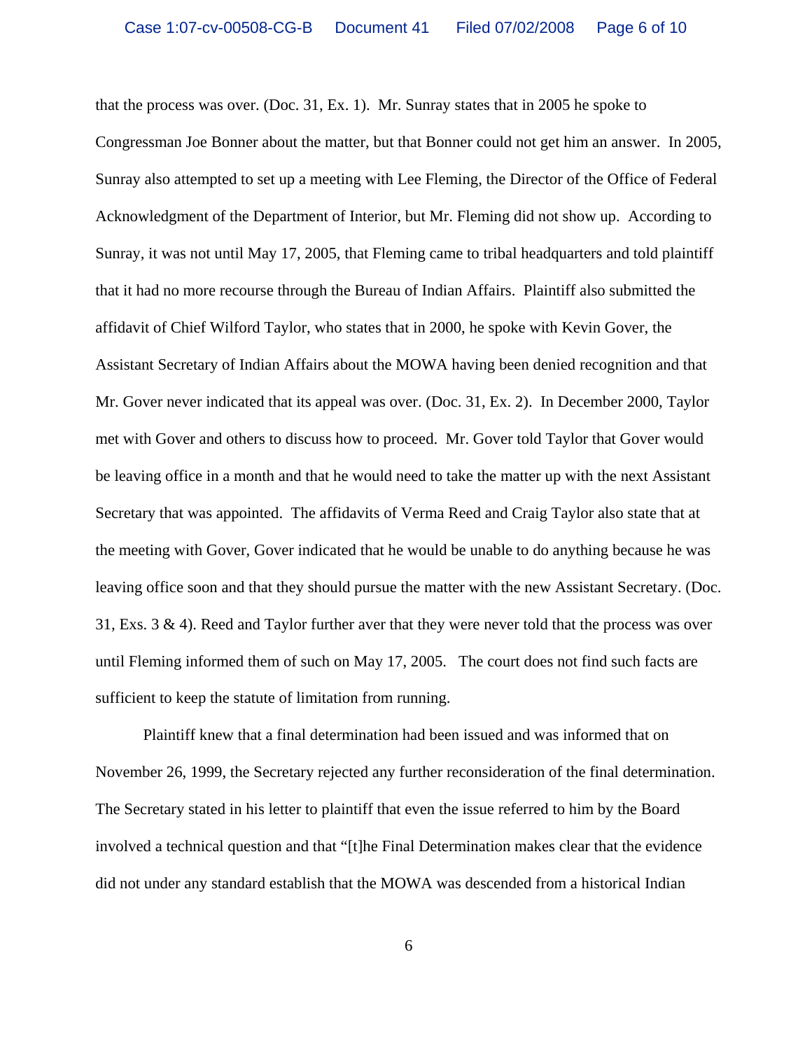that the process was over. (Doc. 31, Ex. 1). Mr. Sunray states that in 2005 he spoke to Congressman Joe Bonner about the matter, but that Bonner could not get him an answer. In 2005, Sunray also attempted to set up a meeting with Lee Fleming, the Director of the Office of Federal Acknowledgment of the Department of Interior, but Mr. Fleming did not show up. According to Sunray, it was not until May 17, 2005, that Fleming came to tribal headquarters and told plaintiff that it had no more recourse through the Bureau of Indian Affairs. Plaintiff also submitted the affidavit of Chief Wilford Taylor, who states that in 2000, he spoke with Kevin Gover, the Assistant Secretary of Indian Affairs about the MOWA having been denied recognition and that Mr. Gover never indicated that its appeal was over. (Doc. 31, Ex. 2). In December 2000, Taylor met with Gover and others to discuss how to proceed. Mr. Gover told Taylor that Gover would be leaving office in a month and that he would need to take the matter up with the next Assistant Secretary that was appointed. The affidavits of Verma Reed and Craig Taylor also state that at the meeting with Gover, Gover indicated that he would be unable to do anything because he was leaving office soon and that they should pursue the matter with the new Assistant Secretary. (Doc. 31, Exs. 3 & 4). Reed and Taylor further aver that they were never told that the process was over until Fleming informed them of such on May 17, 2005. The court does not find such facts are sufficient to keep the statute of limitation from running.

Plaintiff knew that a final determination had been issued and was informed that on November 26, 1999, the Secretary rejected any further reconsideration of the final determination. The Secretary stated in his letter to plaintiff that even the issue referred to him by the Board involved a technical question and that "[t]he Final Determination makes clear that the evidence did not under any standard establish that the MOWA was descended from a historical Indian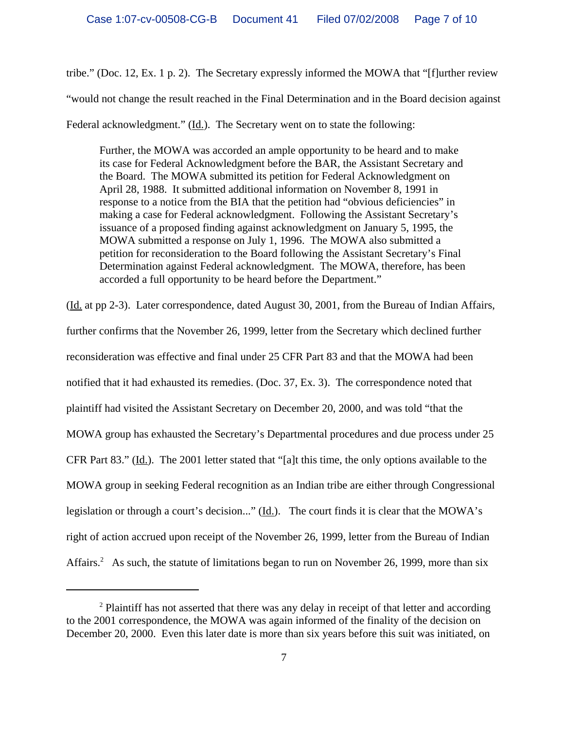tribe." (Doc. 12, Ex. 1 p. 2). The Secretary expressly informed the MOWA that "[f]urther review "would not change the result reached in the Final Determination and in the Board decision against Federal acknowledgment." (Id.). The Secretary went on to state the following:

> Further, the MOWA was accorded an ample opportunity to be heard and to make its case for Federal Acknowledgment before the BAR, the Assistant Secretary and the Board. The MOWA submitted its petition for Federal Acknowledgment on April 28, 1988. It submitted additional information on November 8, 1991 in response to a notice from the BIA that the petition had "obvious deficiencies" in making a case for Federal acknowledgment. Following the Assistant Secretary's issuance of a proposed finding against acknowledgment on January 5, 1995, the MOWA submitted a response on July 1, 1996. The MOWA also submitted a petition for reconsideration to the Board following the Assistant Secretary's Final Determination against Federal acknowledgment. The MOWA, therefore, has been accorded a full opportunity to be heard before the Department."

(Id. at pp 2-3). Later correspondence, dated August 30, 2001, from the Bureau of Indian Affairs, further confirms that the November 26, 1999, letter from the Secretary which declined further reconsideration was effective and final under 25 CFR Part 83 and that the MOWA had been notified that it had exhausted its remedies. (Doc. 37, Ex. 3). The correspondence noted that plaintiff had visited the Assistant Secretary on December 20, 2000, and was told "that the MOWA group has exhausted the Secretary's Departmental procedures and due process under 25 CFR Part 83." (Id.). The 2001 letter stated that "[a]t this time, the only options available to the MOWA group in seeking Federal recognition as an Indian tribe are either through Congressional legislation or through a court's decision..." (Id.). The court finds it is clear that the MOWA's right of action accrued upon receipt of the November 26, 1999, letter from the Bureau of Indian Affairs.[2] As such, the statute of limitations began to run on November 26, 1999, more than six

---

[2] Plaintiff has not asserted that there was any delay in receipt of that letter and according to the 2001 correspondence, the MOWA was again informed of the finality of the decision on December 20, 2000. Even this later date is more than six years before this suit was initiated, on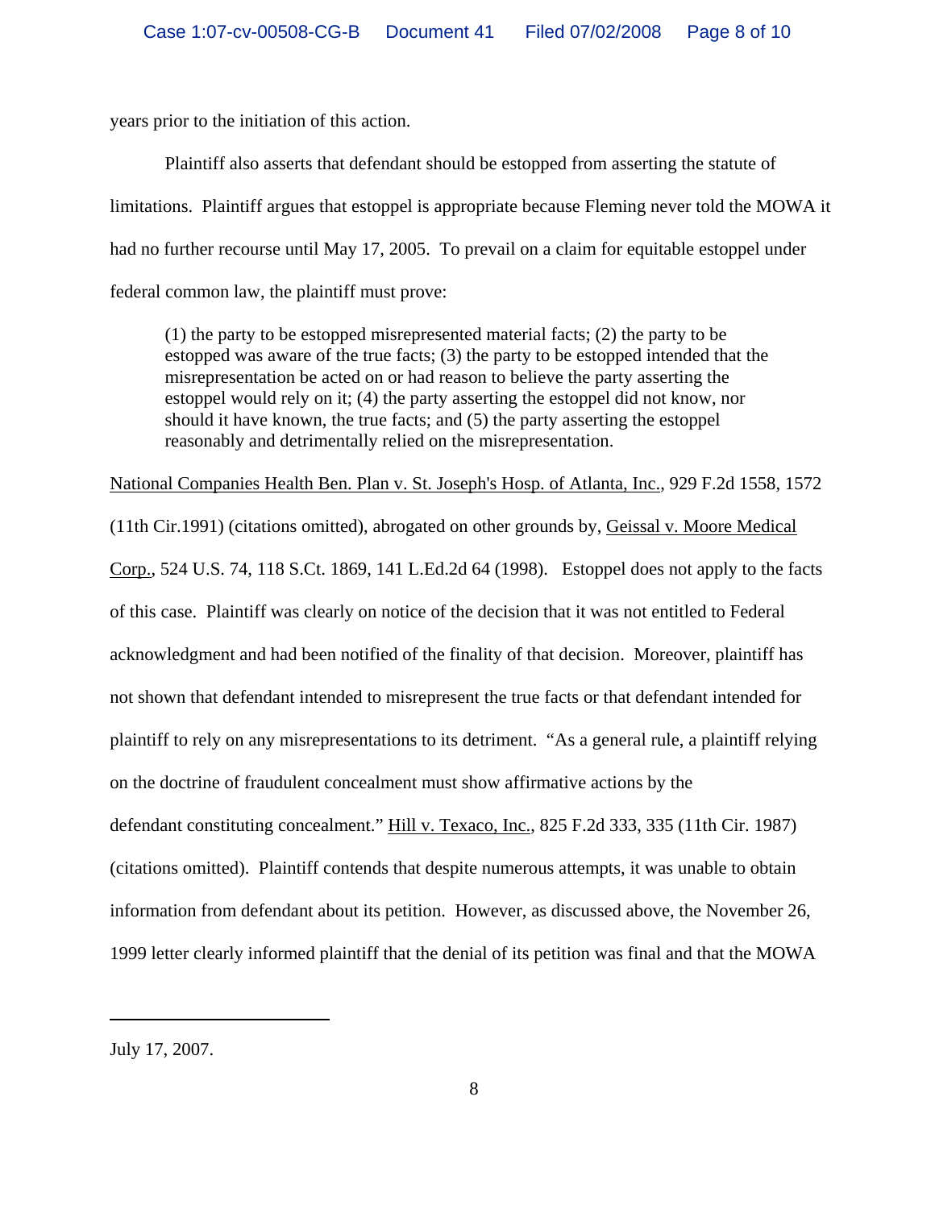years prior to the initiation of this action.

Plaintiff also asserts that defendant should be estopped from asserting the statute of limitations. Plaintiff argues that estoppel is appropriate because Fleming never told the MOWA it had no further recourse until May 17, 2005. To prevail on a claim for equitable estoppel under federal common law, the plaintiff must prove:

> (1) the party to be estopped misrepresented material facts; (2) the party to be estopped was aware of the true facts; (3) the party to be estopped intended that the misrepresentation be acted on or had reason to believe the party asserting the estoppel would rely on it; (4) the party asserting the estoppel did not know, nor should it have known, the true facts; and (5) the party asserting the estoppel reasonably and detrimentally relied on the misrepresentation.

National Companies Health Ben. Plan v. St. Joseph's Hosp. of Atlanta, Inc., 929 F.2d 1558, 1572 (11th Cir.1991) (citations omitted), abrogated on other grounds by, Geissal v. Moore Medical Corp., 524 U.S. 74, 118 S.Ct. 1869, 141 L.Ed.2d 64 (1998). Estoppel does not apply to the facts of this case. Plaintiff was clearly on notice of the decision that it was not entitled to Federal acknowledgment and had been notified of the finality of that decision. Moreover, plaintiff has not shown that defendant intended to misrepresent the true facts or that defendant intended for plaintiff to rely on any misrepresentations to its detriment. "As a general rule, a plaintiff relying on the doctrine of fraudulent concealment must show affirmative actions by the defendant constituting concealment." Hill v. Texaco, Inc., 825 F.2d 333, 335 (11th Cir. 1987) (citations omitted). Plaintiff contends that despite numerous attempts, it was unable to obtain information from defendant about its petition. However, as discussed above, the November 26, 1999 letter clearly informed plaintiff that the denial of its petition was final and that the MOWA

---

July 17, 2007.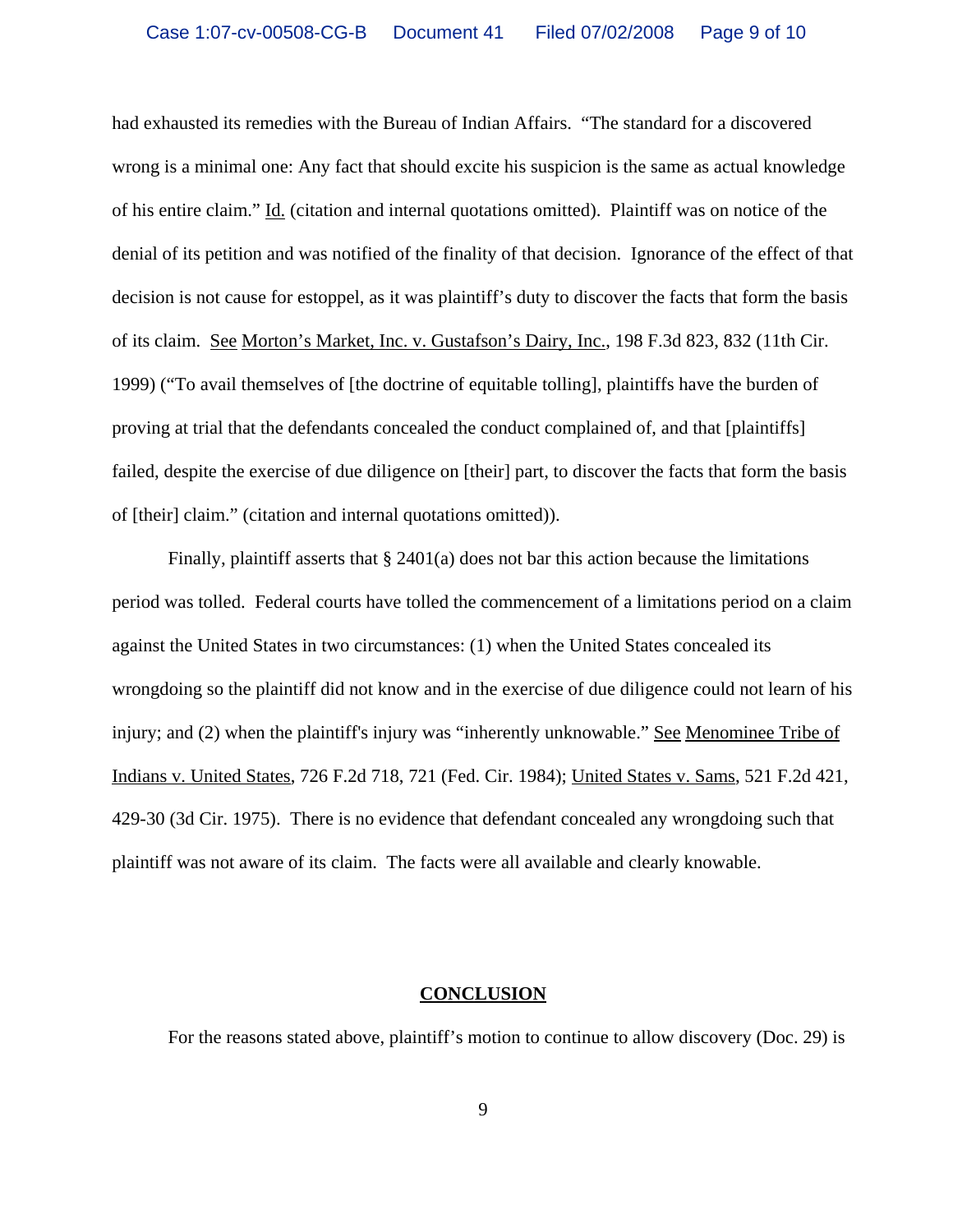had exhausted its remedies with the Bureau of Indian Affairs. "The standard for a discovered wrong is a minimal one: Any fact that should excite his suspicion is the same as actual knowledge of his entire claim." Id. (citation and internal quotations omitted). Plaintiff was on notice of the denial of its petition and was notified of the finality of that decision. Ignorance of the effect of that decision is not cause for estoppel, as it was plaintiff's duty to discover the facts that form the basis of its claim. See Morton's Market, Inc. v. Gustafson's Dairy, Inc., 198 F.3d 823, 832 (11th Cir. 1999) ("To avail themselves of [the doctrine of equitable tolling], plaintiffs have the burden of proving at trial that the defendants concealed the conduct complained of, and that [plaintiffs] failed, despite the exercise of due diligence on [their] part, to discover the facts that form the basis of [their] claim." (citation and internal quotations omitted)).

Finally, plaintiff asserts that § 2401(a) does not bar this action because the limitations period was tolled. Federal courts have tolled the commencement of a limitations period on a claim against the United States in two circumstances: (1) when the United States concealed its wrongdoing so the plaintiff did not know and in the exercise of due diligence could not learn of his injury; and (2) when the plaintiff's injury was "inherently unknowable." See Menominee Tribe of Indians v. United States, 726 F.2d 718, 721 (Fed. Cir. 1984); United States v. Sams, 521 F.2d 421, 429-30 (3d Cir. 1975). There is no evidence that defendant concealed any wrongdoing such that plaintiff was not aware of its claim. The facts were all available and clearly knowable.

## CONCLUSION

For the reasons stated above, plaintiff's motion to continue to allow discovery (Doc. 29) is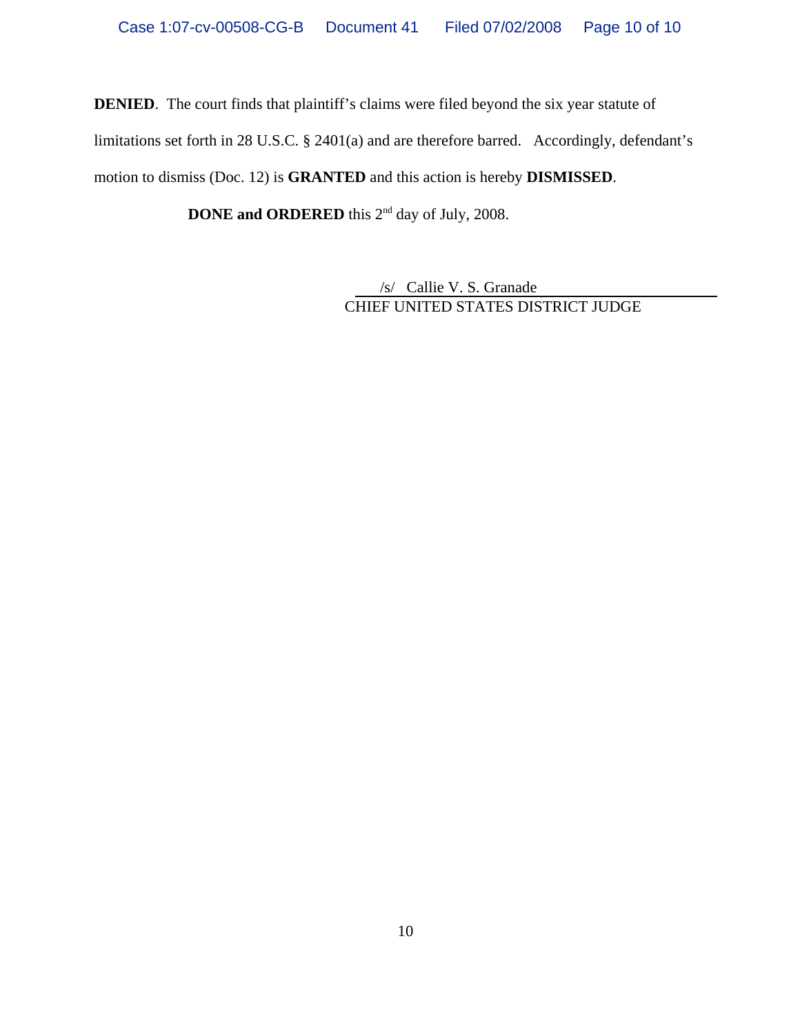**DENIED**. The court finds that plaintiff's claims were filed beyond the six year statute of limitations set forth in 28 U.S.C. § 2401(a) and are therefore barred. Accordingly, defendant's motion to dismiss (Doc. 12) is **GRANTED** and this action is hereby **DISMISSED**.

**DONE and ORDERED** this 2nd day of July, 2008.

/s/ Callie V. S. Granade
CHIEF UNITED STATES DISTRICT JUDGE